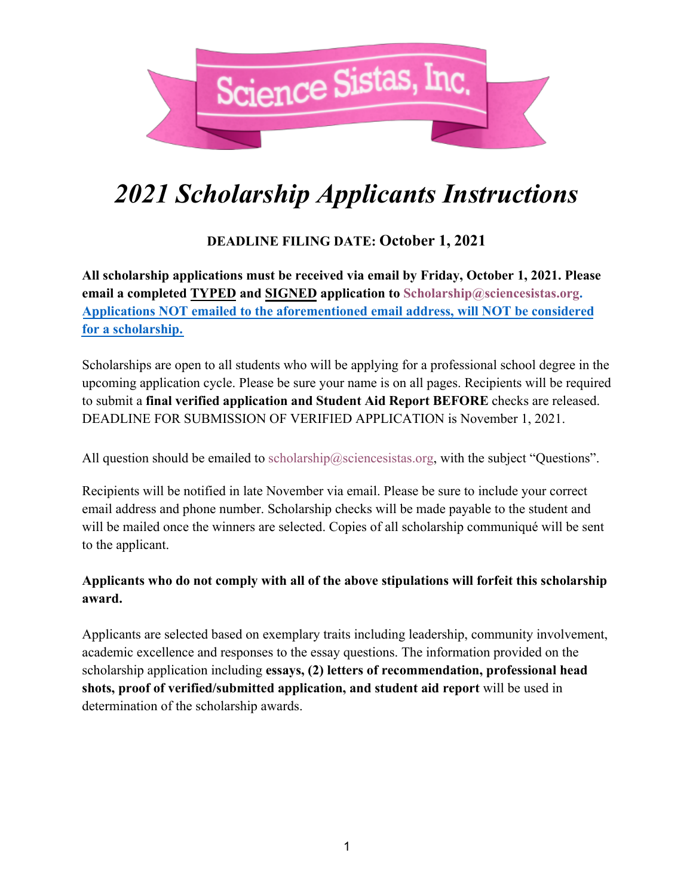Science Sistas, Inc.

# *2021 Scholarship Applicants Instructions*

**DEADLINE FILING DATE: October 1, 2021**

**All scholarship applications must be received via email by Friday, October 1, 2021. Please email a completed TYPED and SIGNED application to Scholarship@sciencesistas.org. Applications NOT emailed to the aforementioned email address, will NOT be considered for a scholarship.**

Scholarships are open to all students who will be applying for a professional school degree in the upcoming application cycle. Please be sure your name is on all pages. Recipients will be required to submit a **final verified application and Student Aid Report BEFORE** checks are released. DEADLINE FOR SUBMISSION OF VERIFIED APPLICATION is November 1, 2021.

All question should be emailed to scholarship@sciencesistas.org, with the subject "Questions".

Recipients will be notified in late November via email. Please be sure to include your correct email address and phone number. Scholarship checks will be made payable to the student and will be mailed once the winners are selected. Copies of all scholarship communiqué will be sent to the applicant.

**Applicants who do not comply with all of the above stipulations will forfeit this scholarship award.**

Applicants are selected based on exemplary traits including leadership, community involvement, academic excellence and responses to the essay questions. The information provided on the scholarship application including **essays, (2) letters of recommendation, professional head shots, proof of verified/submitted application, and student aid report** will be used in determination of the scholarship awards.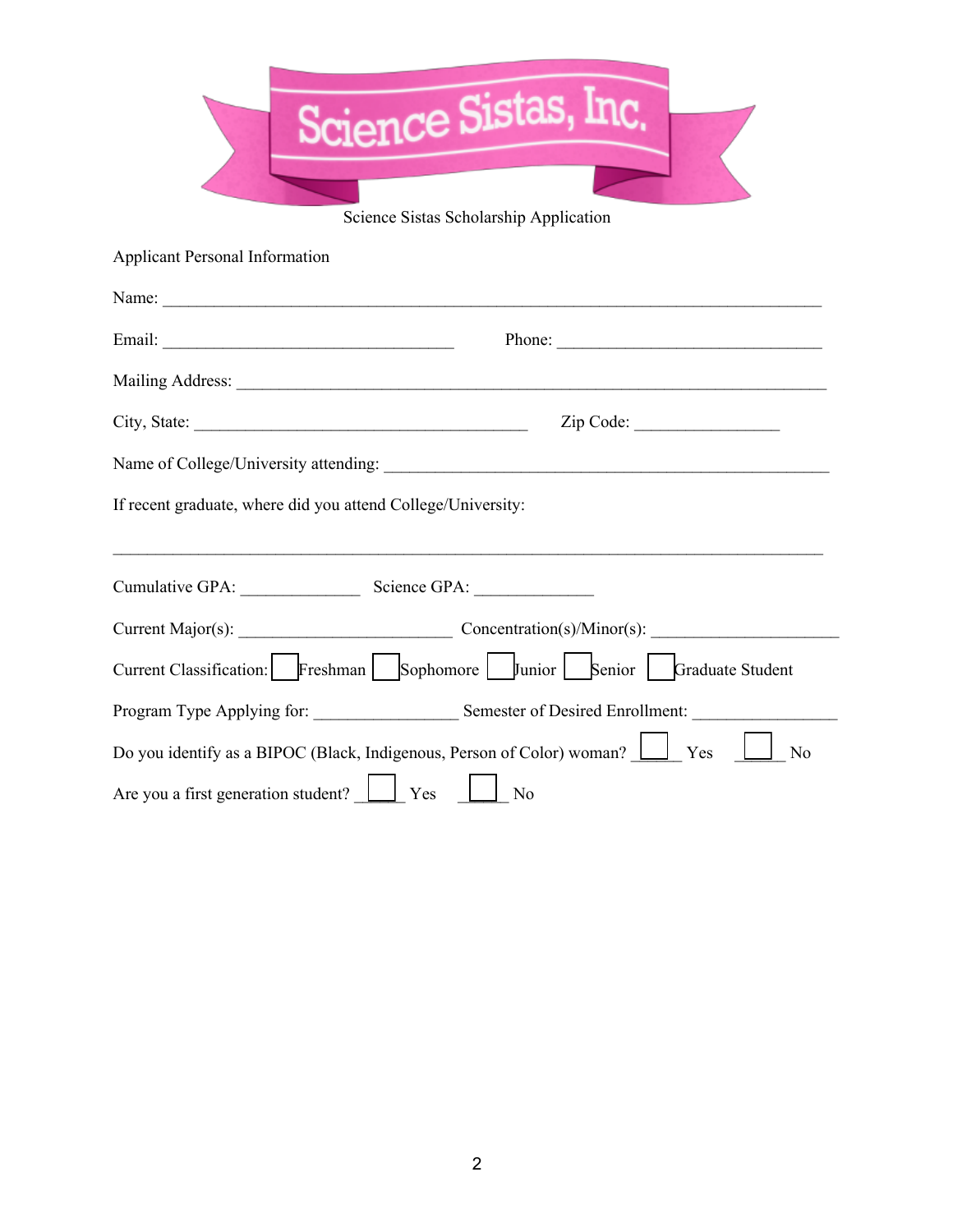# Science Sistas, Inc.

Science Sistas Scholarship Application

Applicant Personal Information

Name: ______________________________________________________________________

Email: ________________________________ Phone: _____________________________

Mailing Address: _______________________________________________________________

City, State: _____________________________________ Zip Code: ________________

Name of College/University attending: _____________________________________________

If recent graduate, where did you attend College/University:

______________________________________________________________________________

Cumulative GPA: _____________ Science GPA: _____________

Current Major(s): _______________________ Concentration(s)/Minor(s): ____________________

Current Classification: ☐ Freshman ☐ Sophomore ☐ Junior ☐ Senior ☐ Graduate Student

Program Type Applying for: ________________ Semester of Desired Enrollment: ________________

Do you identify as a BIPOC (Black, Indigenous, Person of Color) woman? ☐ Yes ☐ No

Are you a first generation student? ☐ Yes ☐ No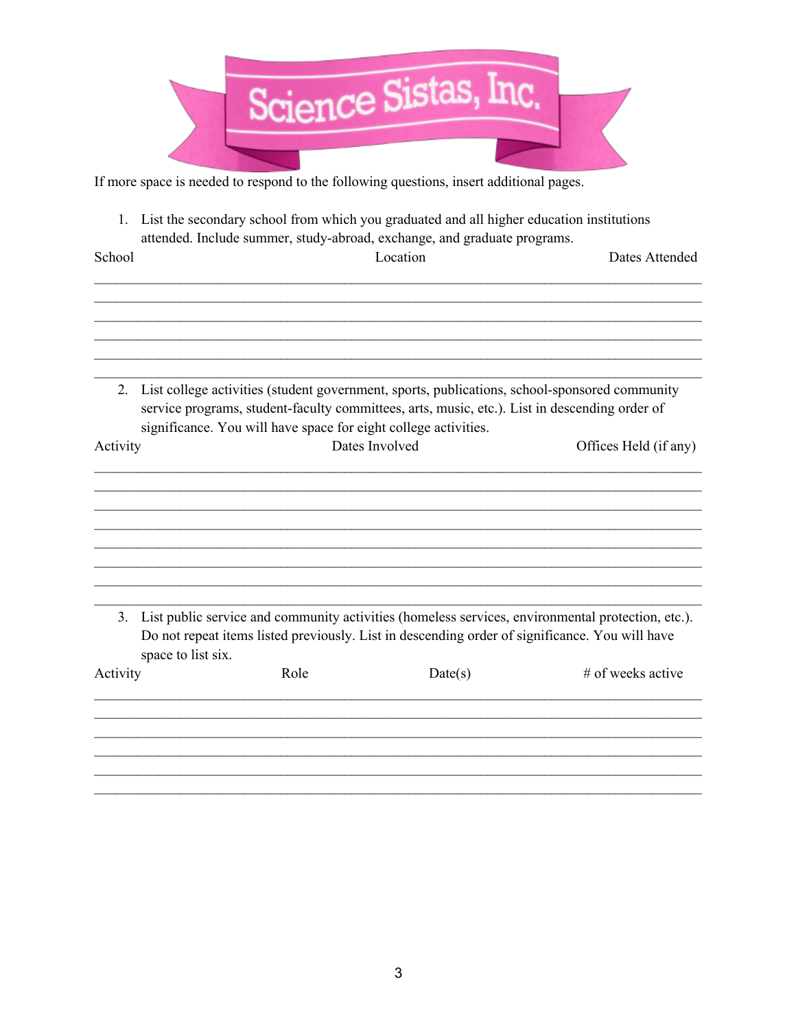# Science Sistas, Inc.

If more space is needed to respond to the following questions, insert additional pages.

1. List the secondary school from which you graduated and all higher education institutions attended. Include summer, study-abroad, exchange, and graduate programs.

| School | Location | Dates Attended |
|---|---|---|
| | | |
| | | |
| | | |
| | | |
| | | |
| | | |

2. List college activities (student government, sports, publications, school-sponsored community service programs, student-faculty committees, arts, music, etc.). List in descending order of significance. You will have space for eight college activities.

| Activity | Dates Involved | Offices Held (if any) |
|---|---|---|
| | | |
| | | |
| | | |
| | | |
| | | |
| | | |
| | | |
| | | |

3. List public service and community activities (homeless services, environmental protection, etc.). Do not repeat items listed previously. List in descending order of significance. You will have space to list six.

| Activity | Role | Date(s) | # of weeks active |
|---|---|---|---|
| | | | |
| | | | |
| | | | |
| | | | |
| | | | |
| | | | |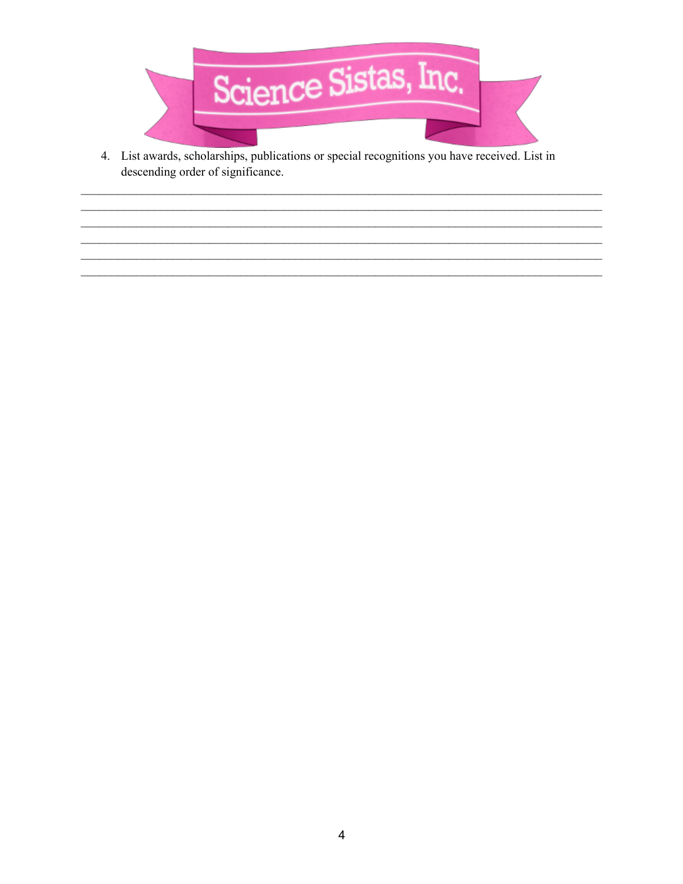Science Sistas, Inc.

4. List awards, scholarships, publications or special recognitions you have received. List in descending order of significance.

\_\_\_\_\_\_\_\_\_\_\_\_\_\_\_\_\_\_\_\_\_\_\_\_\_\_\_\_\_\_\_\_\_\_\_\_\_\_\_\_\_\_\_\_\_\_\_\_\_\_\_\_\_\_\_\_\_\_\_\_\_\_\_\_\_\_\_\_\_\_\_\_\_\_\_\_\_\_

\_\_\_\_\_\_\_\_\_\_\_\_\_\_\_\_\_\_\_\_\_\_\_\_\_\_\_\_\_\_\_\_\_\_\_\_\_\_\_\_\_\_\_\_\_\_\_\_\_\_\_\_\_\_\_\_\_\_\_\_\_\_\_\_\_\_\_\_\_\_\_\_\_\_\_\_\_\_

\_\_\_\_\_\_\_\_\_\_\_\_\_\_\_\_\_\_\_\_\_\_\_\_\_\_\_\_\_\_\_\_\_\_\_\_\_\_\_\_\_\_\_\_\_\_\_\_\_\_\_\_\_\_\_\_\_\_\_\_\_\_\_\_\_\_\_\_\_\_\_\_\_\_\_\_\_\_

\_\_\_\_\_\_\_\_\_\_\_\_\_\_\_\_\_\_\_\_\_\_\_\_\_\_\_\_\_\_\_\_\_\_\_\_\_\_\_\_\_\_\_\_\_\_\_\_\_\_\_\_\_\_\_\_\_\_\_\_\_\_\_\_\_\_\_\_\_\_\_\_\_\_\_\_\_\_

\_\_\_\_\_\_\_\_\_\_\_\_\_\_\_\_\_\_\_\_\_\_\_\_\_\_\_\_\_\_\_\_\_\_\_\_\_\_\_\_\_\_\_\_\_\_\_\_\_\_\_\_\_\_\_\_\_\_\_\_\_\_\_\_\_\_\_\_\_\_\_\_\_\_\_\_\_\_

\_\_\_\_\_\_\_\_\_\_\_\_\_\_\_\_\_\_\_\_\_\_\_\_\_\_\_\_\_\_\_\_\_\_\_\_\_\_\_\_\_\_\_\_\_\_\_\_\_\_\_\_\_\_\_\_\_\_\_\_\_\_\_\_\_\_\_\_\_\_\_\_\_\_\_\_\_\_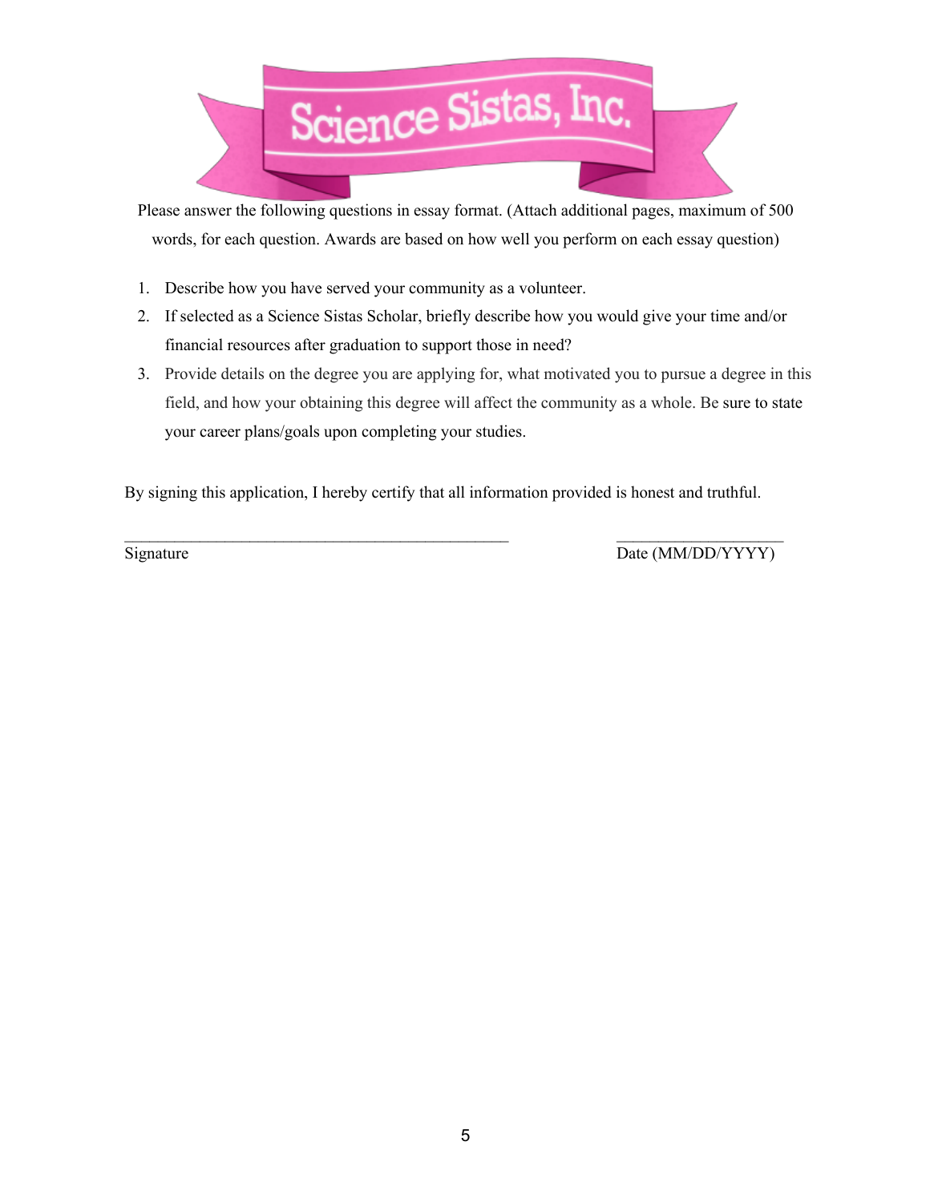# Science Sistas, Inc.

Please answer the following questions in essay format. (Attach additional pages, maximum of 500 words, for each question. Awards are based on how well you perform on each essay question)

1. Describe how you have served your community as a volunteer.
2. If selected as a Science Sistas Scholar, briefly describe how you would give your time and/or financial resources after graduation to support those in need?
3. Provide details on the degree you are applying for, what motivated you to pursue a degree in this field, and how your obtaining this degree will affect the community as a whole. Be sure to state your career plans/goals upon completing your studies.

By signing this application, I hereby certify that all information provided is honest and truthful.

_______________________________________________ ____________________

Signature Date (MM/DD/YYYY)